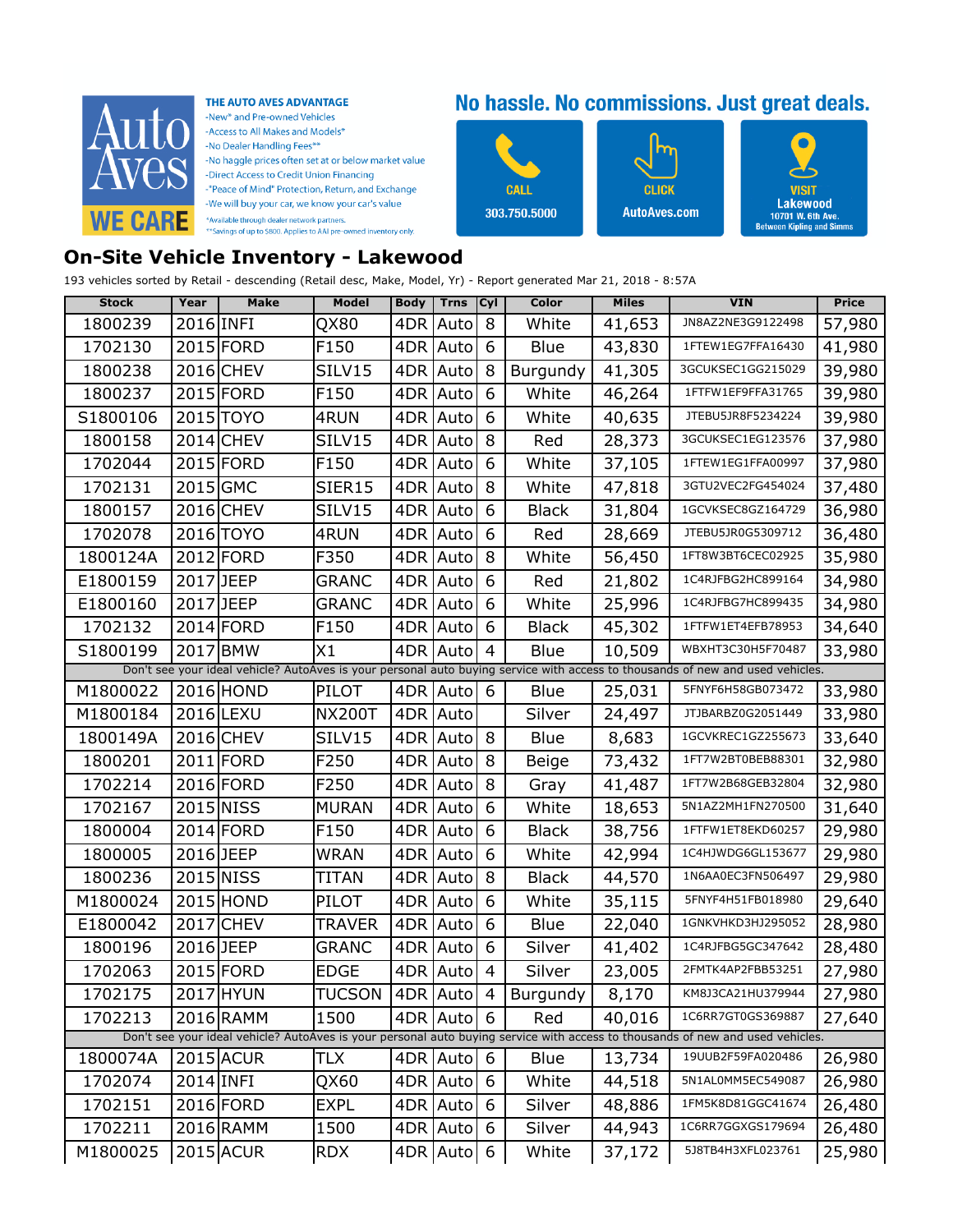Auto Aves WE CARE

**THE AUTO AVES ADVANTAGE**
- -New* and Pre-owned Vehicles
- -Access to All Makes and Models*
- -No Dealer Handling Fees**
- -No haggle prices often set at or below market value
- -Direct Access to Credit Union Financing
- -"Peace of Mind" Protection, Return, and Exchange
- -We will buy your car, we know your car's value

*Available through dealer network partners.
**Savings of up to $800. Applies to AAI pre-owned inventory only.

**No hassle. No commissions. Just great deals.**

CALL 303.750.5000

CLICK AutoAves.com

VISIT Lakewood 10701 W. 6th Ave. Between Kipling and Simms

## On-Site Vehicle Inventory - Lakewood

193 vehicles sorted by Retail - descending (Retail desc, Make, Model, Yr) - Report generated Mar 21, 2018 - 8:57A

| Stock | Year | Make | Model | Body | Trns | Cyl | Color | Miles | VIN | Price |
|---|---|---|---|---|---|---|---|---|---|---|
| 1800239 | 2016 | INFI | QX80 | 4DR | Auto | 8 | White | 41,653 | JN8AZ2NE3G9122498 | 57,980 |
| 1702130 | 2015 | FORD | F150 | 4DR | Auto | 6 | Blue | 43,830 | 1FTEW1EG7FFA16430 | 41,980 |
| 1800238 | 2016 | CHEV | SILV15 | 4DR | Auto | 8 | Burgundy | 41,305 | 3GCUKSEC1GG215029 | 39,980 |
| 1800237 | 2015 | FORD | F150 | 4DR | Auto | 6 | White | 46,264 | 1FTFW1EF9FFA31765 | 39,980 |
| S1800106 | 2015 | TOYO | 4RUN | 4DR | Auto | 6 | White | 40,635 | JTEBU5JR8F5234224 | 39,980 |
| 1800158 | 2014 | CHEV | SILV15 | 4DR | Auto | 8 | Red | 28,373 | 3GCUKSEC1EG123576 | 37,980 |
| 1702044 | 2015 | FORD | F150 | 4DR | Auto | 6 | White | 37,105 | 1FTEW1EG1FFA00997 | 37,980 |
| 1702131 | 2015 | GMC | SIER15 | 4DR | Auto | 8 | White | 47,818 | 3GTU2VEC2FG454024 | 37,480 |
| 1800157 | 2016 | CHEV | SILV15 | 4DR | Auto | 6 | Black | 31,804 | 1GCVKSEC8GZ164729 | 36,980 |
| 1702078 | 2016 | TOYO | 4RUN | 4DR | Auto | 6 | Red | 28,669 | JTEBU5JR0G5309712 | 36,480 |
| 1800124A | 2012 | FORD | F350 | 4DR | Auto | 8 | White | 56,450 | 1FT8W3BT6CEC02925 | 35,980 |
| E1800159 | 2017 | JEEP | GRANC | 4DR | Auto | 6 | Red | 21,802 | 1C4RJFBG2HC899164 | 34,980 |
| E1800160 | 2017 | JEEP | GRANC | 4DR | Auto | 6 | White | 25,996 | 1C4RJFBG7HC899435 | 34,980 |
| 1702132 | 2014 | FORD | F150 | 4DR | Auto | 6 | Black | 45,302 | 1FTFW1ET4EFB78953 | 34,640 |
| S1800199 | 2017 | BMW | X1 | 4DR | Auto | 4 | Blue | 10,509 | WBXHT3C30H5F70487 | 33,980 |
| Don't see your ideal vehicle? AutoAves is your personal auto buying service with access to thousands of new and used vehicles. | | | | | | | | | | |
| M1800022 | 2016 | HOND | PILOT | 4DR | Auto | 6 | Blue | 25,031 | 5FNYF6H58GB073472 | 33,980 |
| M1800184 | 2016 | LEXU | NX200T | 4DR | Auto | | Silver | 24,497 | JTJBARBZ0G2051449 | 33,980 |
| 1800149A | 2016 | CHEV | SILV15 | 4DR | Auto | 8 | Blue | 8,683 | 1GCVKREC1GZ255673 | 33,640 |
| 1800201 | 2011 | FORD | F250 | 4DR | Auto | 8 | Beige | 73,432 | 1FT7W2BT0BEB88301 | 32,980 |
| 1702214 | 2016 | FORD | F250 | 4DR | Auto | 8 | Gray | 41,487 | 1FT7W2B68GEB32804 | 32,980 |
| 1702167 | 2015 | NISS | MURAN | 4DR | Auto | 6 | White | 18,653 | 5N1AZ2MH1FN270500 | 31,640 |
| 1800004 | 2014 | FORD | F150 | 4DR | Auto | 6 | Black | 38,756 | 1FTFW1ET8EKD60257 | 29,980 |
| 1800005 | 2016 | JEEP | WRAN | 4DR | Auto | 6 | White | 42,994 | 1C4HJWDG6GL153677 | 29,980 |
| 1800236 | 2015 | NISS | TITAN | 4DR | Auto | 8 | Black | 44,570 | 1N6AA0EC3FN506497 | 29,980 |
| M1800024 | 2015 | HOND | PILOT | 4DR | Auto | 6 | White | 35,115 | 5FNYF4H51FB018980 | 29,640 |
| E1800042 | 2017 | CHEV | TRAVER | 4DR | Auto | 6 | Blue | 22,040 | 1GNKVHKD3HJ295052 | 28,980 |
| 1800196 | 2016 | JEEP | GRANC | 4DR | Auto | 6 | Silver | 41,402 | 1C4RJFBG5GC347642 | 28,480 |
| 1702063 | 2015 | FORD | EDGE | 4DR | Auto | 4 | Silver | 23,005 | 2FMTK4AP2FBB53251 | 27,980 |
| 1702175 | 2017 | HYUN | TUCSON | 4DR | Auto | 4 | Burgundy | 8,170 | KM8J3CA21HU379944 | 27,980 |
| 1702213 | 2016 | RAMM | 1500 | 4DR | Auto | 6 | Red | 40,016 | 1C6RR7GT0GS369887 | 27,640 |
| Don't see your ideal vehicle? AutoAves is your personal auto buying service with access to thousands of new and used vehicles. | | | | | | | | | | |
| 1800074A | 2015 | ACUR | TLX | 4DR | Auto | 6 | Blue | 13,734 | 19UUB2F59FA020486 | 26,980 |
| 1702074 | 2014 | INFI | QX60 | 4DR | Auto | 6 | White | 44,518 | 5N1AL0MM5EC549087 | 26,980 |
| 1702151 | 2016 | FORD | EXPL | 4DR | Auto | 6 | Silver | 48,886 | 1FM5K8D81GGC41674 | 26,480 |
| 1702211 | 2016 | RAMM | 1500 | 4DR | Auto | 6 | Silver | 44,943 | 1C6RR7GGXGS179694 | 26,480 |
| M1800025 | 2015 | ACUR | RDX | 4DR | Auto | 6 | White | 37,172 | 5J8TB4H3XFL023761 | 25,980 |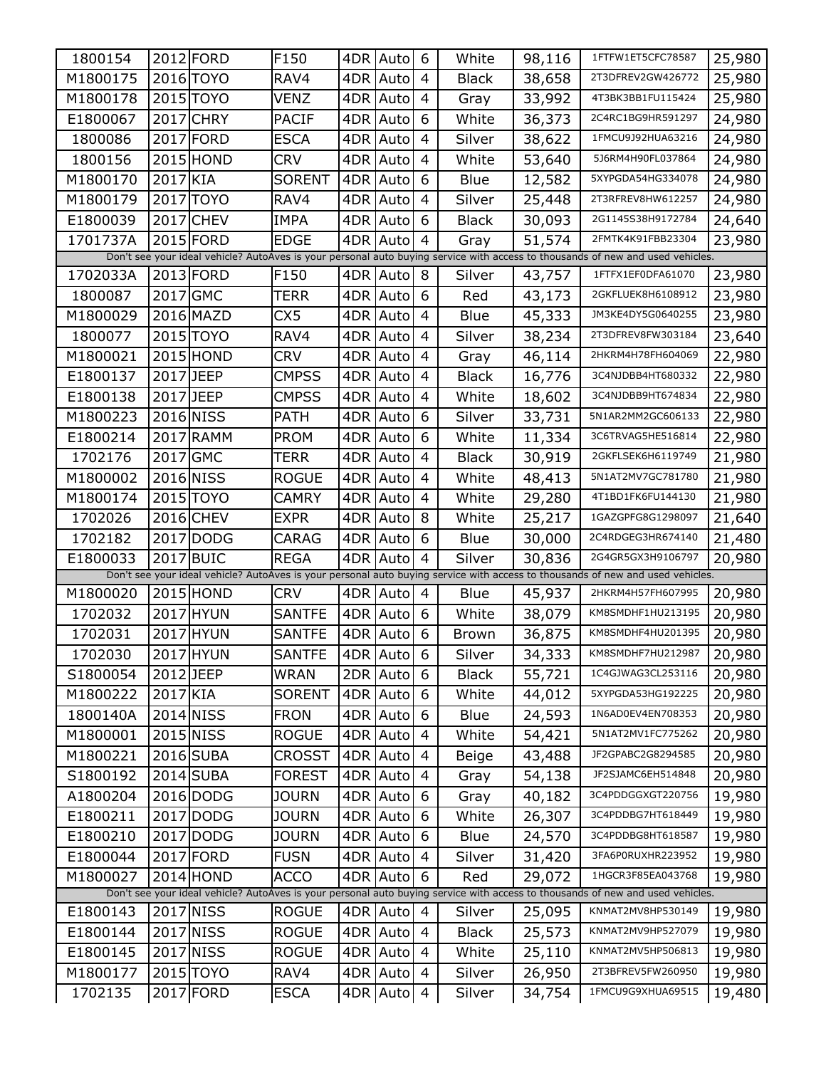| | | | | | | | | | | |
|---|---|---|---|---|---|---|---|---|---|---|
| 1800154 | 2012 | FORD | F150 | 4DR | Auto | 6 | White | 98,116 | 1FTFW1ET5CFC78587 | 25,980 |
| M1800175 | 2016 | TOYO | RAV4 | 4DR | Auto | 4 | Black | 38,658 | 2T3DFREV2GW426772 | 25,980 |
| M1800178 | 2015 | TOYO | VENZ | 4DR | Auto | 4 | Gray | 33,992 | 4T3BK3BB1FU115424 | 25,980 |
| E1800067 | 2017 | CHRY | PACIF | 4DR | Auto | 6 | White | 36,373 | 2C4RC1BG9HR591297 | 24,980 |
| 1800086 | 2017 | FORD | ESCA | 4DR | Auto | 4 | Silver | 38,622 | 1FMCU9J92HUA63216 | 24,980 |
| 1800156 | 2015 | HOND | CRV | 4DR | Auto | 4 | White | 53,640 | 5J6RM4H90FL037864 | 24,980 |
| M1800170 | 2017 | KIA | SORENT | 4DR | Auto | 6 | Blue | 12,582 | 5XYPGDA54HG334078 | 24,980 |
| M1800179 | 2017 | TOYO | RAV4 | 4DR | Auto | 4 | Silver | 25,448 | 2T3RFREV8HW612257 | 24,980 |
| E1800039 | 2017 | CHEV | IMPA | 4DR | Auto | 6 | Black | 30,093 | 2G1145S38H9172784 | 24,640 |
| 1701737A | 2015 | FORD | EDGE | 4DR | Auto | 4 | Gray | 51,574 | 2FMTK4K91FBB23304 | 23,980 |
| Don't see your ideal vehicle? AutoAves is your personal auto buying service with access to thousands of new and used vehicles. | | | | | | | | | | |
| 1702033A | 2013 | FORD | F150 | 4DR | Auto | 8 | Silver | 43,757 | 1FTFX1EF0DFA61070 | 23,980 |
| 1800087 | 2017 | GMC | TERR | 4DR | Auto | 6 | Red | 43,173 | 2GKFLUEK8H6108912 | 23,980 |
| M1800029 | 2016 | MAZD | CX5 | 4DR | Auto | 4 | Blue | 45,333 | JM3KE4DY5G0640255 | 23,980 |
| 1800077 | 2015 | TOYO | RAV4 | 4DR | Auto | 4 | Silver | 38,234 | 2T3DFREV8FW303184 | 23,640 |
| M1800021 | 2015 | HOND | CRV | 4DR | Auto | 4 | Gray | 46,114 | 2HKRM4H78FH604069 | 22,980 |
| E1800137 | 2017 | JEEP | CMPSS | 4DR | Auto | 4 | Black | 16,776 | 3C4NJDBB4HT680332 | 22,980 |
| E1800138 | 2017 | JEEP | CMPSS | 4DR | Auto | 4 | White | 18,602 | 3C4NJDBB9HT674834 | 22,980 |
| M1800223 | 2016 | NISS | PATH | 4DR | Auto | 6 | Silver | 33,731 | 5N1AR2MM2GC606133 | 22,980 |
| E1800214 | 2017 | RAMM | PROM | 4DR | Auto | 6 | White | 11,334 | 3C6TRVAG5HE516814 | 22,980 |
| 1702176 | 2017 | GMC | TERR | 4DR | Auto | 4 | Black | 30,919 | 2GKFLSEK6H6119749 | 21,980 |
| M1800002 | 2016 | NISS | ROGUE | 4DR | Auto | 4 | White | 48,413 | 5N1AT2MV7GC781780 | 21,980 |
| M1800174 | 2015 | TOYO | CAMRY | 4DR | Auto | 4 | White | 29,280 | 4T1BD1FK6FU144130 | 21,980 |
| 1702026 | 2016 | CHEV | EXPR | 4DR | Auto | 8 | White | 25,217 | 1GAZGPFG8G1298097 | 21,640 |
| 1702182 | 2017 | DODG | CARAG | 4DR | Auto | 6 | Blue | 30,000 | 2C4RDGEG3HR674140 | 21,480 |
| E1800033 | 2017 | BUIC | REGA | 4DR | Auto | 4 | Silver | 30,836 | 2G4GR5GX3H9106797 | 20,980 |
| Don't see your ideal vehicle? AutoAves is your personal auto buying service with access to thousands of new and used vehicles. | | | | | | | | | | |
| M1800020 | 2015 | HOND | CRV | 4DR | Auto | 4 | Blue | 45,937 | 2HKRM4H57FH607995 | 20,980 |
| 1702032 | 2017 | HYUN | SANTFE | 4DR | Auto | 6 | White | 38,079 | KM8SMDHF1HU213195 | 20,980 |
| 1702031 | 2017 | HYUN | SANTFE | 4DR | Auto | 6 | Brown | 36,875 | KM8SMDHF4HU201395 | 20,980 |
| 1702030 | 2017 | HYUN | SANTFE | 4DR | Auto | 6 | Silver | 34,333 | KM8SMDHF7HU212987 | 20,980 |
| S1800054 | 2012 | JEEP | WRAN | 2DR | Auto | 6 | Black | 55,721 | 1C4GJWAG3CL253116 | 20,980 |
| M1800222 | 2017 | KIA | SORENT | 4DR | Auto | 6 | White | 44,012 | 5XYPGDA53HG192225 | 20,980 |
| 1800140A | 2014 | NISS | FRON | 4DR | Auto | 6 | Blue | 24,593 | 1N6AD0EV4EN708353 | 20,980 |
| M1800001 | 2015 | NISS | ROGUE | 4DR | Auto | 4 | White | 54,421 | 5N1AT2MV1FC775262 | 20,980 |
| M1800221 | 2016 | SUBA | CROSST | 4DR | Auto | 4 | Beige | 43,488 | JF2GPABC2G8294585 | 20,980 |
| S1800192 | 2014 | SUBA | FOREST | 4DR | Auto | 4 | Gray | 54,138 | JF2SJAMC6EH514848 | 20,980 |
| A1800204 | 2016 | DODG | JOURN | 4DR | Auto | 6 | Gray | 40,182 | 3C4PDDGGXGT220756 | 19,980 |
| E1800211 | 2017 | DODG | JOURN | 4DR | Auto | 6 | White | 26,307 | 3C4PDDBG7HT618449 | 19,980 |
| E1800210 | 2017 | DODG | JOURN | 4DR | Auto | 6 | Blue | 24,570 | 3C4PDDBG8HT618587 | 19,980 |
| E1800044 | 2017 | FORD | FUSN | 4DR | Auto | 4 | Silver | 31,420 | 3FA6P0RUXHR223952 | 19,980 |
| M1800027 | 2014 | HOND | ACCO | 4DR | Auto | 6 | Red | 29,072 | 1HGCR3F85EA043768 | 19,980 |
| Don't see your ideal vehicle? AutoAves is your personal auto buying service with access to thousands of new and used vehicles. | | | | | | | | | | |
| E1800143 | 2017 | NISS | ROGUE | 4DR | Auto | 4 | Silver | 25,095 | KNMAT2MV8HP530149 | 19,980 |
| E1800144 | 2017 | NISS | ROGUE | 4DR | Auto | 4 | Black | 25,573 | KNMAT2MV9HP527079 | 19,980 |
| E1800145 | 2017 | NISS | ROGUE | 4DR | Auto | 4 | White | 25,110 | KNMAT2MV5HP506813 | 19,980 |
| M1800177 | 2015 | TOYO | RAV4 | 4DR | Auto | 4 | Silver | 26,950 | 2T3BFREV5FW260950 | 19,980 |
| 1702135 | 2017 | FORD | ESCA | 4DR | Auto | 4 | Silver | 34,754 | 1FMCU9G9XHUA69515 | 19,480 |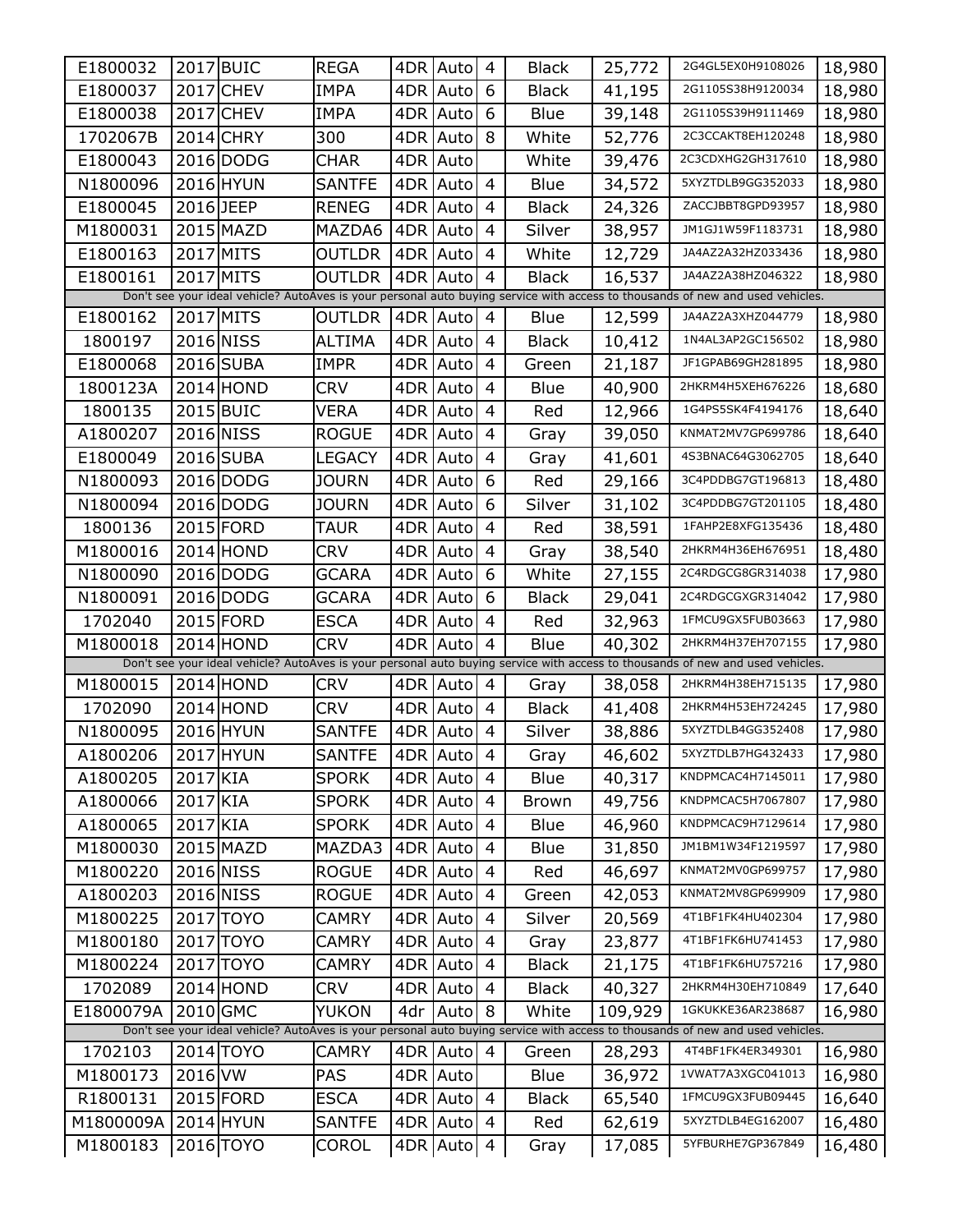| E1800032 | 2017 | BUIC | REGA | 4DR | Auto | 4 | Black | 25,772 | 2G4GL5EX0H9108026 | 18,980 |
|---|---|---|---|---|---|---|---|---|---|---|
| E1800037 | 2017 | CHEV | IMPA | 4DR | Auto | 6 | Black | 41,195 | 2G1105S38H9120034 | 18,980 |
| E1800038 | 2017 | CHEV | IMPA | 4DR | Auto | 6 | Blue | 39,148 | 2G1105S39H9111469 | 18,980 |
| 1702067B | 2014 | CHRY | 300 | 4DR | Auto | 8 | White | 52,776 | 2C3CCAKT8EH120248 | 18,980 |
| E1800043 | 2016 | DODG | CHAR | 4DR | Auto | | White | 39,476 | 2C3CDXHG2GH317610 | 18,980 |
| N1800096 | 2016 | HYUN | SANTFE | 4DR | Auto | 4 | Blue | 34,572 | 5XYZTDLB9GG352033 | 18,980 |
| E1800045 | 2016 | JEEP | RENEG | 4DR | Auto | 4 | Black | 24,326 | ZACCJBBT8GPD93957 | 18,980 |
| M1800031 | 2015 | MAZD | MAZDA6 | 4DR | Auto | 4 | Silver | 38,957 | JM1GJ1W59F1183731 | 18,980 |
| E1800163 | 2017 | MITS | OUTLDR | 4DR | Auto | 4 | White | 12,729 | JA4AZ2A32HZ033436 | 18,980 |
| E1800161 | 2017 | MITS | OUTLDR | 4DR | Auto | 4 | Black | 16,537 | JA4AZ2A38HZ046322 | 18,980 |
| Don't see your ideal vehicle? AutoAves is your personal auto buying service with access to thousands of new and used vehicles. | | | | | | | | | | |
| E1800162 | 2017 | MITS | OUTLDR | 4DR | Auto | 4 | Blue | 12,599 | JA4AZ2A3XHZ044779 | 18,980 |
| 1800197 | 2016 | NISS | ALTIMA | 4DR | Auto | 4 | Black | 10,412 | 1N4AL3AP2GC156502 | 18,980 |
| E1800068 | 2016 | SUBA | IMPR | 4DR | Auto | 4 | Green | 21,187 | JF1GPAB69GH281895 | 18,980 |
| 1800123A | 2014 | HOND | CRV | 4DR | Auto | 4 | Blue | 40,900 | 2HKRM4H5XEH676226 | 18,680 |
| 1800135 | 2015 | BUIC | VERA | 4DR | Auto | 4 | Red | 12,966 | 1G4PS5SK4F4194176 | 18,640 |
| A1800207 | 2016 | NISS | ROGUE | 4DR | Auto | 4 | Gray | 39,050 | KNMAT2MV7GP699786 | 18,640 |
| E1800049 | 2016 | SUBA | LEGACY | 4DR | Auto | 4 | Gray | 41,601 | 4S3BNAC64G3062705 | 18,640 |
| N1800093 | 2016 | DODG | JOURN | 4DR | Auto | 6 | Red | 29,166 | 3C4PDDBG7GT196813 | 18,480 |
| N1800094 | 2016 | DODG | JOURN | 4DR | Auto | 6 | Silver | 31,102 | 3C4PDDBG7GT201105 | 18,480 |
| 1800136 | 2015 | FORD | TAUR | 4DR | Auto | 4 | Red | 38,591 | 1FAHP2E8XFG135436 | 18,480 |
| M1800016 | 2014 | HOND | CRV | 4DR | Auto | 4 | Gray | 38,540 | 2HKRM4H36EH676951 | 18,480 |
| N1800090 | 2016 | DODG | GCARA | 4DR | Auto | 6 | White | 27,155 | 2C4RDGCG8GR314038 | 17,980 |
| N1800091 | 2016 | DODG | GCARA | 4DR | Auto | 6 | Black | 29,041 | 2C4RDGCGXGR314042 | 17,980 |
| 1702040 | 2015 | FORD | ESCA | 4DR | Auto | 4 | Red | 32,963 | 1FMCU9GX5FUB03663 | 17,980 |
| M1800018 | 2014 | HOND | CRV | 4DR | Auto | 4 | Blue | 40,302 | 2HKRM4H37EH707155 | 17,980 |
| Don't see your ideal vehicle? AutoAves is your personal auto buying service with access to thousands of new and used vehicles. | | | | | | | | | | |
| M1800015 | 2014 | HOND | CRV | 4DR | Auto | 4 | Gray | 38,058 | 2HKRM4H38EH715135 | 17,980 |
| 1702090 | 2014 | HOND | CRV | 4DR | Auto | 4 | Black | 41,408 | 2HKRM4H53EH724245 | 17,980 |
| N1800095 | 2016 | HYUN | SANTFE | 4DR | Auto | 4 | Silver | 38,886 | 5XYZTDLB4GG352408 | 17,980 |
| A1800206 | 2017 | HYUN | SANTFE | 4DR | Auto | 4 | Gray | 46,602 | 5XYZTDLB7HG432433 | 17,980 |
| A1800205 | 2017 | KIA | SPORK | 4DR | Auto | 4 | Blue | 40,317 | KNDPMCAC4H7145011 | 17,980 |
| A1800066 | 2017 | KIA | SPORK | 4DR | Auto | 4 | Brown | 49,756 | KNDPMCAC5H7067807 | 17,980 |
| A1800065 | 2017 | KIA | SPORK | 4DR | Auto | 4 | Blue | 46,960 | KNDPMCAC9H7129614 | 17,980 |
| M1800030 | 2015 | MAZD | MAZDA3 | 4DR | Auto | 4 | Blue | 31,850 | JM1BM1W34F1219597 | 17,980 |
| M1800220 | 2016 | NISS | ROGUE | 4DR | Auto | 4 | Red | 46,697 | KNMAT2MV0GP699757 | 17,980 |
| A1800203 | 2016 | NISS | ROGUE | 4DR | Auto | 4 | Green | 42,053 | KNMAT2MV8GP699909 | 17,980 |
| M1800225 | 2017 | TOYO | CAMRY | 4DR | Auto | 4 | Silver | 20,569 | 4T1BF1FK4HU402304 | 17,980 |
| M1800180 | 2017 | TOYO | CAMRY | 4DR | Auto | 4 | Gray | 23,877 | 4T1BF1FK6HU741453 | 17,980 |
| M1800224 | 2017 | TOYO | CAMRY | 4DR | Auto | 4 | Black | 21,175 | 4T1BF1FK6HU757216 | 17,980 |
| 1702089 | 2014 | HOND | CRV | 4DR | Auto | 4 | Black | 40,327 | 2HKRM4H30EH710849 | 17,640 |
| E1800079A | 2010 | GMC | YUKON | 4dr | Auto | 8 | White | 109,929 | 1GKUKKE36AR238687 | 16,980 |
| Don't see your ideal vehicle? AutoAves is your personal auto buying service with access to thousands of new and used vehicles. | | | | | | | | | | |
| 1702103 | 2014 | TOYO | CAMRY | 4DR | Auto | 4 | Green | 28,293 | 4T4BF1FK4ER349301 | 16,980 |
| M1800173 | 2016 | VW | PAS | 4DR | Auto | | Blue | 36,972 | 1VWAT7A3XGC041013 | 16,980 |
| R1800131 | 2015 | FORD | ESCA | 4DR | Auto | 4 | Black | 65,540 | 1FMCU9GX3FUB09445 | 16,640 |
| M1800009A | 2014 | HYUN | SANTFE | 4DR | Auto | 4 | Red | 62,619 | 5XYZTDLB4EG162007 | 16,480 |
| M1800183 | 2016 | TOYO | COROL | 4DR | Auto | 4 | Gray | 17,085 | 5YFBURHE7GP367849 | 16,480 |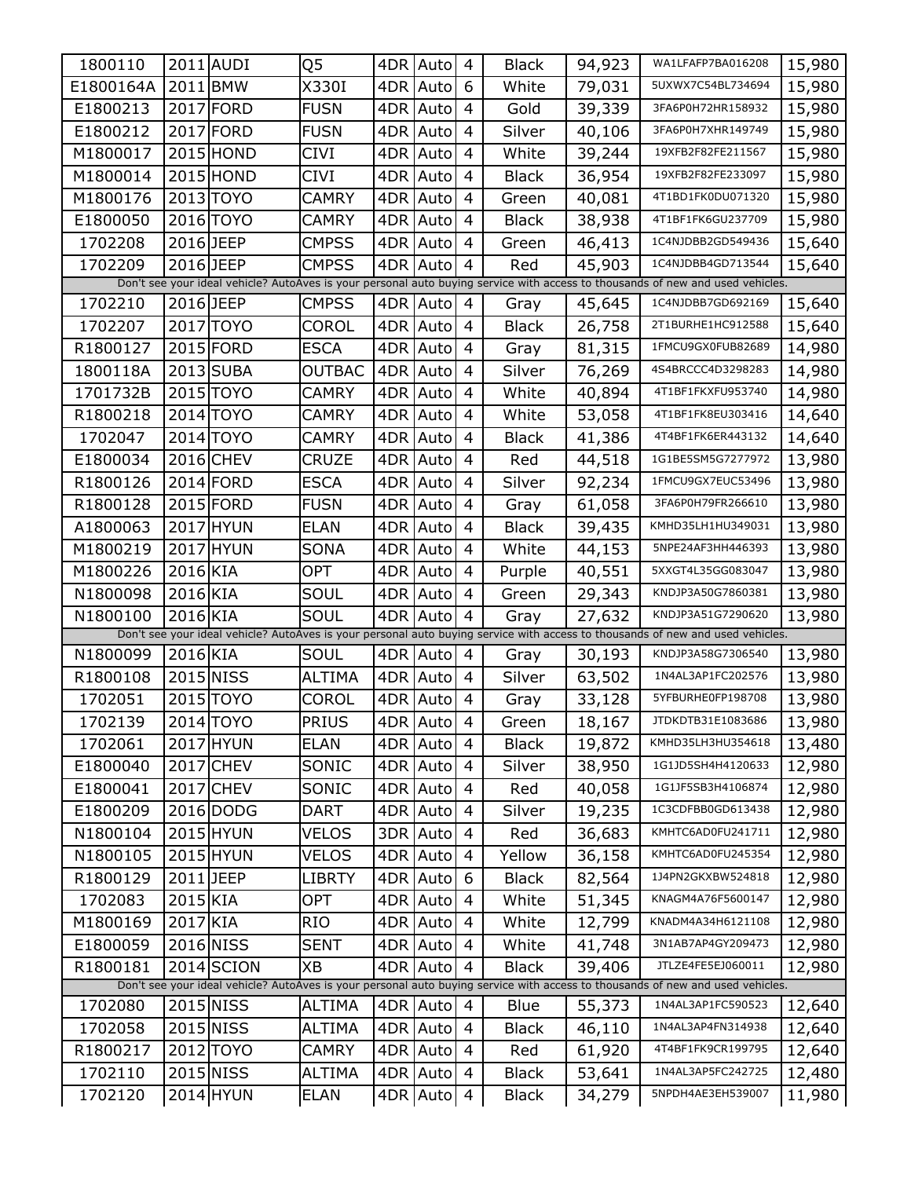| | | | | | | | | | | |
|---|---|---|---|---|---|---|---|---|---|---|
| 1800110 | 2011 | AUDI | Q5 | 4DR | Auto | 4 | Black | 94,923 | WA1LFAFP7BA016208 | 15,980 |
| E1800164A | 2011 | BMW | X330I | 4DR | Auto | 6 | White | 79,031 | 5UXWX7C54BL734694 | 15,980 |
| E1800213 | 2017 | FORD | FUSN | 4DR | Auto | 4 | Gold | 39,339 | 3FA6P0H72HR158932 | 15,980 |
| E1800212 | 2017 | FORD | FUSN | 4DR | Auto | 4 | Silver | 40,106 | 3FA6P0H7XHR149749 | 15,980 |
| M1800017 | 2015 | HOND | CIVI | 4DR | Auto | 4 | White | 39,244 | 19XFB2F82FE211567 | 15,980 |
| M1800014 | 2015 | HOND | CIVI | 4DR | Auto | 4 | Black | 36,954 | 19XFB2F82FE233097 | 15,980 |
| M1800176 | 2013 | TOYO | CAMRY | 4DR | Auto | 4 | Green | 40,081 | 4T1BD1FK0DU071320 | 15,980 |
| E1800050 | 2016 | TOYO | CAMRY | 4DR | Auto | 4 | Black | 38,938 | 4T1BF1FK6GU237709 | 15,980 |
| 1702208 | 2016 | JEEP | CMPSS | 4DR | Auto | 4 | Green | 46,413 | 1C4NJDBB2GD549436 | 15,640 |
| 1702209 | 2016 | JEEP | CMPSS | 4DR | Auto | 4 | Red | 45,903 | 1C4NJDBB4GD713544 | 15,640 |
| Don't see your ideal vehicle? AutoAves is your personal auto buying service with access to thousands of new and used vehicles. | | | | | | | | | | |
| 1702210 | 2016 | JEEP | CMPSS | 4DR | Auto | 4 | Gray | 45,645 | 1C4NJDBB7GD692169 | 15,640 |
| 1702207 | 2017 | TOYO | COROL | 4DR | Auto | 4 | Black | 26,758 | 2T1BURHE1HC912588 | 15,640 |
| R1800127 | 2015 | FORD | ESCA | 4DR | Auto | 4 | Gray | 81,315 | 1FMCU9GX0FUB82689 | 14,980 |
| 1800118A | 2013 | SUBA | OUTBAC | 4DR | Auto | 4 | Silver | 76,269 | 4S4BRCCC4D3298283 | 14,980 |
| 1701732B | 2015 | TOYO | CAMRY | 4DR | Auto | 4 | White | 40,894 | 4T1BF1FKXFU953740 | 14,980 |
| R1800218 | 2014 | TOYO | CAMRY | 4DR | Auto | 4 | White | 53,058 | 4T1BF1FK8EU303416 | 14,640 |
| 1702047 | 2014 | TOYO | CAMRY | 4DR | Auto | 4 | Black | 41,386 | 4T4BF1FK6ER443132 | 14,640 |
| E1800034 | 2016 | CHEV | CRUZE | 4DR | Auto | 4 | Red | 44,518 | 1G1BE5SM5G7277972 | 13,980 |
| R1800126 | 2014 | FORD | ESCA | 4DR | Auto | 4 | Silver | 92,234 | 1FMCU9GX7EUC53496 | 13,980 |
| R1800128 | 2015 | FORD | FUSN | 4DR | Auto | 4 | Gray | 61,058 | 3FA6P0H79FR266610 | 13,980 |
| A1800063 | 2017 | HYUN | ELAN | 4DR | Auto | 4 | Black | 39,435 | KMHD35LH1HU349031 | 13,980 |
| M1800219 | 2017 | HYUN | SONA | 4DR | Auto | 4 | White | 44,153 | 5NPE24AF3HH446393 | 13,980 |
| M1800226 | 2016 | KIA | OPT | 4DR | Auto | 4 | Purple | 40,551 | 5XXGT4L35GG083047 | 13,980 |
| N1800098 | 2016 | KIA | SOUL | 4DR | Auto | 4 | Green | 29,343 | KNDJP3A50G7860381 | 13,980 |
| N1800100 | 2016 | KIA | SOUL | 4DR | Auto | 4 | Gray | 27,632 | KNDJP3A51G7290620 | 13,980 |
| Don't see your ideal vehicle? AutoAves is your personal auto buying service with access to thousands of new and used vehicles. | | | | | | | | | | |
| N1800099 | 2016 | KIA | SOUL | 4DR | Auto | 4 | Gray | 30,193 | KNDJP3A58G7306540 | 13,980 |
| R1800108 | 2015 | NISS | ALTIMA | 4DR | Auto | 4 | Silver | 63,502 | 1N4AL3AP1FC202576 | 13,980 |
| 1702051 | 2015 | TOYO | COROL | 4DR | Auto | 4 | Gray | 33,128 | 5YFBURHE0FP198708 | 13,980 |
| 1702139 | 2014 | TOYO | PRIUS | 4DR | Auto | 4 | Green | 18,167 | JTDKDTB31E1083686 | 13,980 |
| 1702061 | 2017 | HYUN | ELAN | 4DR | Auto | 4 | Black | 19,872 | KMHD35LH3HU354618 | 13,480 |
| E1800040 | 2017 | CHEV | SONIC | 4DR | Auto | 4 | Silver | 38,950 | 1G1JD5SH4H4120633 | 12,980 |
| E1800041 | 2017 | CHEV | SONIC | 4DR | Auto | 4 | Red | 40,058 | 1G1JF5SB3H4106874 | 12,980 |
| E1800209 | 2016 | DODG | DART | 4DR | Auto | 4 | Silver | 19,235 | 1C3CDFBB0GD613438 | 12,980 |
| N1800104 | 2015 | HYUN | VELOS | 3DR | Auto | 4 | Red | 36,683 | KMHTC6AD0FU241711 | 12,980 |
| N1800105 | 2015 | HYUN | VELOS | 4DR | Auto | 4 | Yellow | 36,158 | KMHTC6AD0FU245354 | 12,980 |
| R1800129 | 2011 | JEEP | LIBRTY | 4DR | Auto | 6 | Black | 82,564 | 1J4PN2GKXBW524818 | 12,980 |
| 1702083 | 2015 | KIA | OPT | 4DR | Auto | 4 | White | 51,345 | KNAGM4A76F5600147 | 12,980 |
| M1800169 | 2017 | KIA | RIO | 4DR | Auto | 4 | White | 12,799 | KNADM4A34H6121108 | 12,980 |
| E1800059 | 2016 | NISS | SENT | 4DR | Auto | 4 | White | 41,748 | 3N1AB7AP4GY209473 | 12,980 |
| R1800181 | 2014 | SCION | XB | 4DR | Auto | 4 | Black | 39,406 | JTLZE4FE5EJ060011 | 12,980 |
| Don't see your ideal vehicle? AutoAves is your personal auto buying service with access to thousands of new and used vehicles. | | | | | | | | | | |
| 1702080 | 2015 | NISS | ALTIMA | 4DR | Auto | 4 | Blue | 55,373 | 1N4AL3AP1FC590523 | 12,640 |
| 1702058 | 2015 | NISS | ALTIMA | 4DR | Auto | 4 | Black | 46,110 | 1N4AL3AP4FN314938 | 12,640 |
| R1800217 | 2012 | TOYO | CAMRY | 4DR | Auto | 4 | Red | 61,920 | 4T4BF1FK9CR199795 | 12,640 |
| 1702110 | 2015 | NISS | ALTIMA | 4DR | Auto | 4 | Black | 53,641 | 1N4AL3AP5FC242725 | 12,480 |
| 1702120 | 2014 | HYUN | ELAN | 4DR | Auto | 4 | Black | 34,279 | 5NPDH4AE3EH539007 | 11,980 |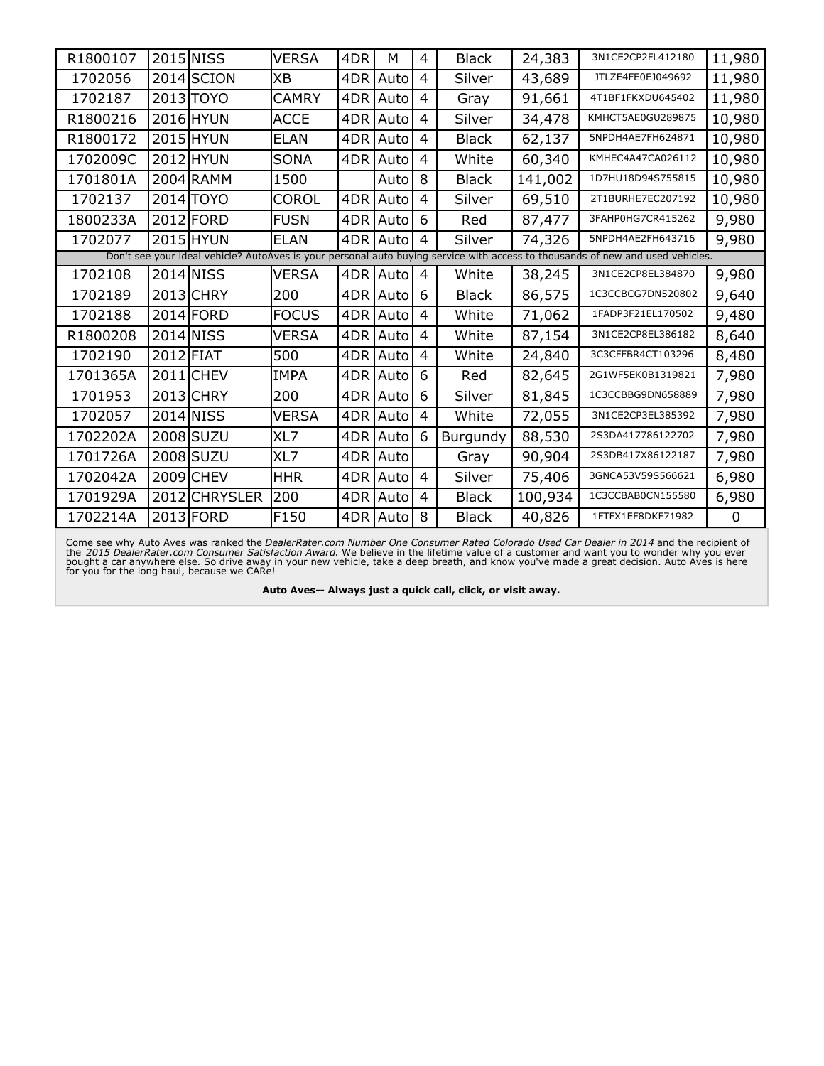| | | | | | | | | | | |
|---|---|---|---|---|---|---|---|---|---|---|
| R1800107 | 2015 | NISS | VERSA | 4DR | M | 4 | Black | 24,383 | 3N1CE2CP2FL412180 | 11,980 |
| 1702056 | 2014 | SCION | XB | 4DR | Auto | 4 | Silver | 43,689 | JTLZE4FE0EJ049692 | 11,980 |
| 1702187 | 2013 | TOYO | CAMRY | 4DR | Auto | 4 | Gray | 91,661 | 4T1BF1FKXDU645402 | 11,980 |
| R1800216 | 2016 | HYUN | ACCE | 4DR | Auto | 4 | Silver | 34,478 | KMHCT5AE0GU289875 | 10,980 |
| R1800172 | 2015 | HYUN | ELAN | 4DR | Auto | 4 | Black | 62,137 | 5NPDH4AE7FH624871 | 10,980 |
| 1702009C | 2012 | HYUN | SONA | 4DR | Auto | 4 | White | 60,340 | KMHEC4A47CA026112 | 10,980 |
| 1701801A | 2004 | RAMM | 1500 | | Auto | 8 | Black | 141,002 | 1D7HU18D94S755815 | 10,980 |
| 1702137 | 2014 | TOYO | COROL | 4DR | Auto | 4 | Silver | 69,510 | 2T1BURHE7EC207192 | 10,980 |
| 1800233A | 2012 | FORD | FUSN | 4DR | Auto | 6 | Red | 87,477 | 3FAHP0HG7CR415262 | 9,980 |
| 1702077 | 2015 | HYUN | ELAN | 4DR | Auto | 4 | Silver | 74,326 | 5NPDH4AE2FH643716 | 9,980 |
| Don't see your ideal vehicle? AutoAves is your personal auto buying service with access to thousands of new and used vehicles. | | | | | | | | | | |
| 1702108 | 2014 | NISS | VERSA | 4DR | Auto | 4 | White | 38,245 | 3N1CE2CP8EL384870 | 9,980 |
| 1702189 | 2013 | CHRY | 200 | 4DR | Auto | 6 | Black | 86,575 | 1C3CCBCG7DN520802 | 9,640 |
| 1702188 | 2014 | FORD | FOCUS | 4DR | Auto | 4 | White | 71,062 | 1FADP3F21EL170502 | 9,480 |
| R1800208 | 2014 | NISS | VERSA | 4DR | Auto | 4 | White | 87,154 | 3N1CE2CP8EL386182 | 8,640 |
| 1702190 | 2012 | FIAT | 500 | 4DR | Auto | 4 | White | 24,840 | 3C3CFFBR4CT103296 | 8,480 |
| 1701365A | 2011 | CHEV | IMPA | 4DR | Auto | 6 | Red | 82,645 | 2G1WF5EK0B1319821 | 7,980 |
| 1701953 | 2013 | CHRY | 200 | 4DR | Auto | 6 | Silver | 81,845 | 1C3CCBBG9DN658889 | 7,980 |
| 1702057 | 2014 | NISS | VERSA | 4DR | Auto | 4 | White | 72,055 | 3N1CE2CP3EL385392 | 7,980 |
| 1702202A | 2008 | SUZU | XL7 | 4DR | Auto | 6 | Burgundy | 88,530 | 2S3DA417786122702 | 7,980 |
| 1701726A | 2008 | SUZU | XL7 | 4DR | Auto | | Gray | 90,904 | 2S3DB417X86122187 | 7,980 |
| 1702042A | 2009 | CHEV | HHR | 4DR | Auto | 4 | Silver | 75,406 | 3GNCA53V59S566621 | 6,980 |
| 1701929A | 2012 | CHRYSLER | 200 | 4DR | Auto | 4 | Black | 100,934 | 1C3CCBAB0CN155580 | 6,980 |
| 1702214A | 2013 | FORD | F150 | 4DR | Auto | 8 | Black | 40,826 | 1FTFX1EF8DKF71982 | 0 |

Come see why Auto Aves was ranked the *DealerRater.com Number One Consumer Rated Colorado Used Car Dealer in 2014* and the recipient of the *2015 DealerRater.com Consumer Satisfaction Award*. We believe in the lifetime value of a customer and want you to wonder why you ever bought a car anywhere else. So drive away in your new vehicle, take a deep breath, and know you've made a great decision. Auto Aves is here for you for the long haul, because we CARe!

**Auto Aves-- Always just a quick call, click, or visit away.**